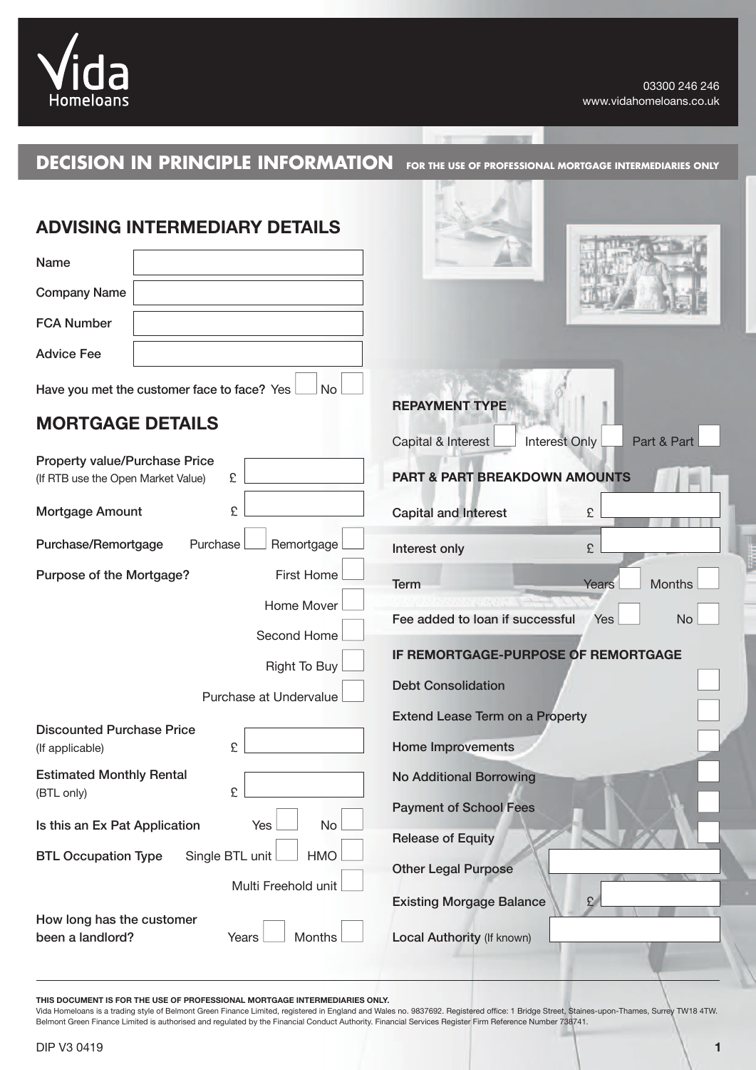Vida Homeloans

03300 246 246
www.vidahomeloans.co.uk

# DECISION IN PRINCIPLE INFORMATION

FOR THE USE OF PROFESSIONAL MORTGAGE INTERMEDIARIES ONLY

## ADVISING INTERMEDIARY DETAILS

Name

Company Name

FCA Number

Advice Fee

Have you met the customer face to face? Yes ☐ No ☐

## MORTGAGE DETAILS

Property value/Purchase Price (If RTB use the Open Market Value) £

Mortgage Amount £

Purchase/Remortgage Purchase ☐ Remortgage ☐

Purpose of the Mortgage?
- First Home ☐
- Home Mover ☐
- Second Home ☐
- Right To Buy ☐
- Purchase at Undervalue ☐

Discounted Purchase Price (If applicable) £

Estimated Monthly Rental (BTL only) £

Is this an Ex Pat Application Yes ☐ No ☐

BTL Occupation Type Single BTL unit ☐ HMO ☐ Multi Freehold unit ☐

How long has the customer been a landlord? Years ☐ Months ☐

### REPAYMENT TYPE

Capital & Interest ☐ Interest Only ☐ Part & Part ☐

### PART & PART BREAKDOWN AMOUNTS

Capital and Interest £

Interest only £

Term Years ☐ Months ☐

Fee added to loan if successful Yes ☐ No ☐

### IF REMORTGAGE-PURPOSE OF REMORTGAGE

- Debt Consolidation ☐
- Extend Lease Term on a Property ☐
- Home Improvements ☐
- No Additional Borrowing ☐
- Payment of School Fees ☐
- Release of Equity ☐
- Other Legal Purpose

Existing Morgage Balance £

Local Authority (If known)

**THIS DOCUMENT IS FOR THE USE OF PROFESSIONAL MORTGAGE INTERMEDIARIES ONLY.**
Vida Homeloans is a trading style of Belmont Green Finance Limited, registered in England and Wales no. 9837692. Registered office: 1 Bridge Street, Staines-upon-Thames, Surrey TW18 4TW. Belmont Green Finance Limited is authorised and regulated by the Financial Conduct Authority. Financial Services Register Firm Reference Number 738741.

DIP V3 0419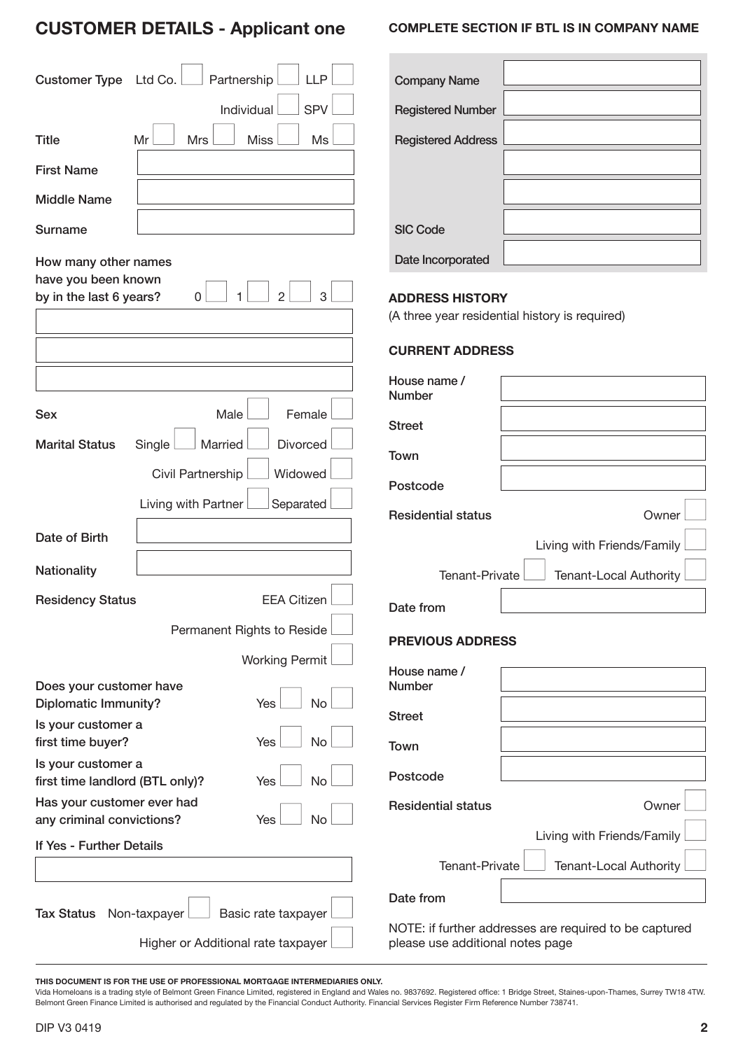## CUSTOMER DETAILS - Applicant one

Customer Type: Ltd Co. ☐ Partnership ☐ LLP ☐ Individual ☐ SPV ☐

Title: Mr ☐ Mrs ☐ Miss ☐ Ms ☐

First Name: ____________________

Middle Name: ____________________

Surname: ____________________

How many other names have you been known by in the last 6 years? 0 ☐ 1 ☐ 2 ☐ 3 ☐

____________________

____________________

____________________

Sex: Male ☐ Female ☐

Marital Status: Single ☐ Married ☐ Divorced ☐ Civil Partnership ☐ Widowed ☐ Living with Partner ☐ Separated ☐

Date of Birth: ____________________

Nationality: ____________________

Residency Status: EEA Citizen ☐ Permanent Rights to Reside ☐ Working Permit ☐

Does your customer have Diplomatic Immunity? Yes ☐ No ☐

Is your customer a first time buyer? Yes ☐ No ☐

Is your customer a first time landlord (BTL only)? Yes ☐ No ☐

Has your customer ever had any criminal convictions? Yes ☐ No ☐

If Yes - Further Details

____________________

Tax Status: Non-taxpayer ☐ Basic rate taxpayer ☐ Higher or Additional rate taxpayer ☐

### COMPLETE SECTION IF BTL IS IN COMPANY NAME

| | |
|---|---|
| Company Name | |
| Registered Number | |
| Registered Address | |
| | |
| | |
| SIC Code | |
| Date Incorporated | |

### ADDRESS HISTORY

(A three year residential history is required)

### CURRENT ADDRESS

House name / Number: ____________________

Street: ____________________

Town: ____________________

Postcode: ____________________

Residential status: Owner ☐ Living with Friends/Family ☐ Tenant-Private ☐ Tenant-Local Authority ☐

Date from: ____________________

### PREVIOUS ADDRESS

House name / Number: ____________________

Street: ____________________

Town: ____________________

Postcode: ____________________

Residential status: Owner ☐ Living with Friends/Family ☐ Tenant-Private ☐ Tenant-Local Authority ☐

Date from: ____________________

NOTE: if further addresses are required to be captured please use additional notes page

**THIS DOCUMENT IS FOR THE USE OF PROFESSIONAL MORTGAGE INTERMEDIARIES ONLY.**

Vida Homeloans is a trading style of Belmont Green Finance Limited, registered in England and Wales no. 9837692. Registered office: 1 Bridge Street, Staines-upon-Thames, Surrey TW18 4TW. Belmont Green Finance Limited is authorised and regulated by the Financial Conduct Authority. Financial Services Register Firm Reference Number 738741.

DIP V3 0419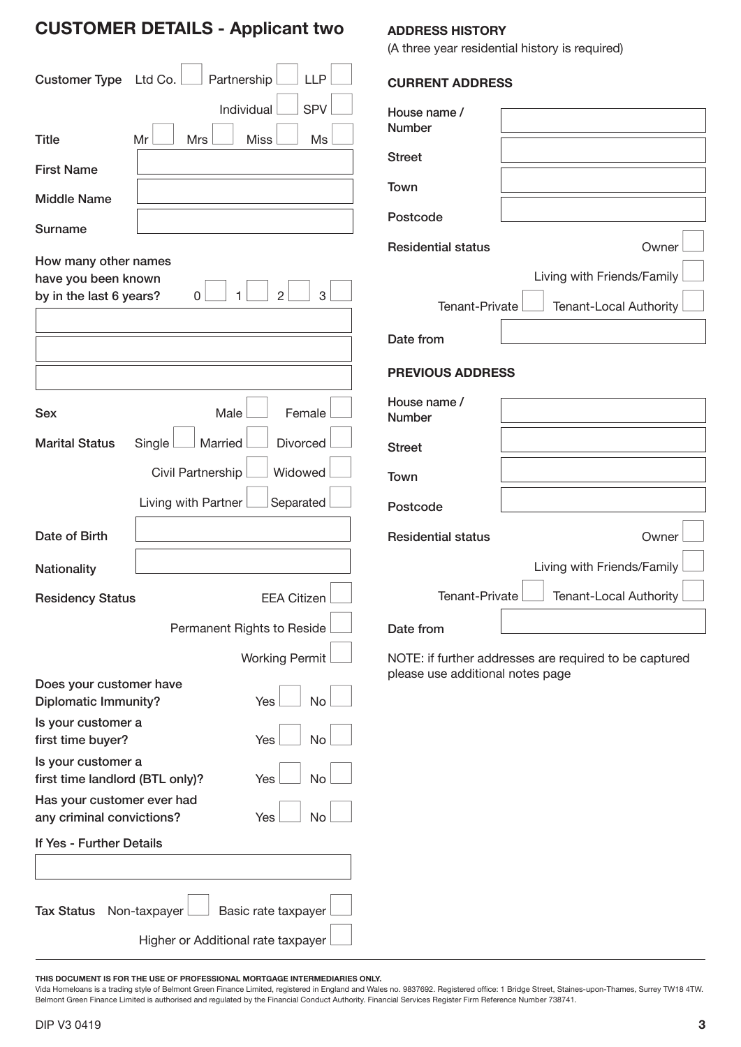## CUSTOMER DETAILS - Applicant two

Customer Type: Ltd Co. ☐ Partnership ☐ LLP ☐ Individual ☐ SPV ☐

Title: Mr ☐ Mrs ☐ Miss ☐ Ms ☐

First Name: 

Middle Name: 

Surname: 

How many other names have you been known by in the last 6 years? 0 ☐ 1 ☐ 2 ☐ 3 ☐

Sex: Male ☐ Female ☐

Marital Status: Single ☐ Married ☐ Divorced ☐ Civil Partnership ☐ Widowed ☐ Living with Partner ☐ Separated ☐

Date of Birth: 

Nationality: 

Residency Status: EEA Citizen ☐ Permanent Rights to Reside ☐ Working Permit ☐

Does your customer have Diplomatic Immunity? Yes ☐ No ☐

Is your customer a first time buyer? Yes ☐ No ☐

Is your customer a first time landlord (BTL only)? Yes ☐ No ☐

Has your customer ever had any criminal convictions? Yes ☐ No ☐

If Yes - Further Details

Tax Status: Non-taxpayer ☐ Basic rate taxpayer ☐ Higher or Additional rate taxpayer ☐

### ADDRESS HISTORY

(A three year residential history is required)

### CURRENT ADDRESS

House name / Number: 

Street: 

Town: 

Postcode: 

Residential status: Owner ☐ Living with Friends/Family ☐ Tenant-Private ☐ Tenant-Local Authority ☐

Date from: 

### PREVIOUS ADDRESS

House name / Number: 

Street: 

Town: 

Postcode: 

Residential status: Owner ☐ Living with Friends/Family ☐ Tenant-Private ☐ Tenant-Local Authority ☐

Date from: 

NOTE: if further addresses are required to be captured please use additional notes page

**THIS DOCUMENT IS FOR THE USE OF PROFESSIONAL MORTGAGE INTERMEDIARIES ONLY.**

Vida Homeloans is a trading style of Belmont Green Finance Limited, registered in England and Wales no. 9837692. Registered office: 1 Bridge Street, Staines-upon-Thames, Surrey TW18 4TW. Belmont Green Finance Limited is authorised and regulated by the Financial Conduct Authority. Financial Services Register Firm Reference Number 738741.

DIP V3 0419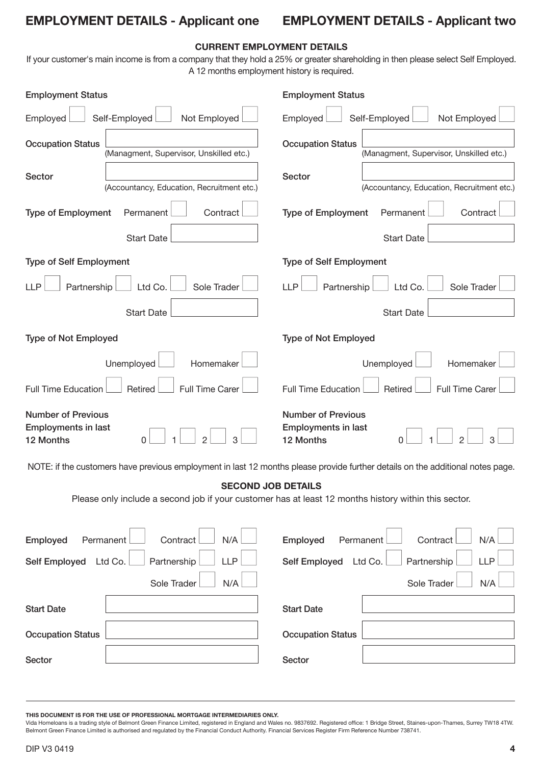## EMPLOYMENT DETAILS - Applicant one

## EMPLOYMENT DETAILS - Applicant two

### CURRENT EMPLOYMENT DETAILS

If your customer's main income is from a company that they hold a 25% or greater shareholding in then please select Self Employed. A 12 months employment history is required.

| | Applicant one | Applicant two |
|---|---|---|
| **Employment Status** | Employed ☐ Self-Employed ☐ Not Employed ☐ | Employed ☐ Self-Employed ☐ Not Employed ☐ |
| **Occupation Status** (Managment, Supervisor, Unskilled etc.) | | |
| **Sector** (Accountancy, Education, Recruitment etc.) | | |
| **Type of Employment** | Permanent ☐ Contract ☐ | Permanent ☐ Contract ☐ |
| Start Date | | |
| **Type of Self Employment** | LLP ☐ Partnership ☐ Ltd Co. ☐ Sole Trader ☐ | LLP ☐ Partnership ☐ Ltd Co. ☐ Sole Trader ☐ |
| Start Date | | |
| **Type of Not Employed** | Unemployed ☐ Homemaker ☐ Full Time Education ☐ Retired ☐ Full Time Carer ☐ | Unemployed ☐ Homemaker ☐ Full Time Education ☐ Retired ☐ Full Time Carer ☐ |
| **Number of Previous Employments in last 12 Months** | 0 ☐ 1 ☐ 2 ☐ 3 ☐ | 0 ☐ 1 ☐ 2 ☐ 3 ☐ |

NOTE: if the customers have previous employment in last 12 months please provide further details on the additional notes page.

### SECOND JOB DETAILS

Please only include a second job if your customer has at least 12 months history within this sector.

| | Applicant one | Applicant two |
|---|---|---|
| **Employed** | Permanent ☐ Contract ☐ N/A ☐ | Permanent ☐ Contract ☐ N/A ☐ |
| **Self Employed** | Ltd Co. ☐ Partnership ☐ LLP ☐ Sole Trader ☐ N/A ☐ | Ltd Co. ☐ Partnership ☐ LLP ☐ Sole Trader ☐ N/A ☐ |
| Start Date | | |
| Occupation Status | | |
| Sector | | |

**THIS DOCUMENT IS FOR THE USE OF PROFESSIONAL MORTGAGE INTERMEDIARIES ONLY.**

Vida Homeloans is a trading style of Belmont Green Finance Limited, registered in England and Wales no. 9837692. Registered office: 1 Bridge Street, Staines-upon-Thames, Surrey TW18 4TW. Belmont Green Finance Limited is authorised and regulated by the Financial Conduct Authority. Financial Services Register Firm Reference Number 738741.

DIP V3 0419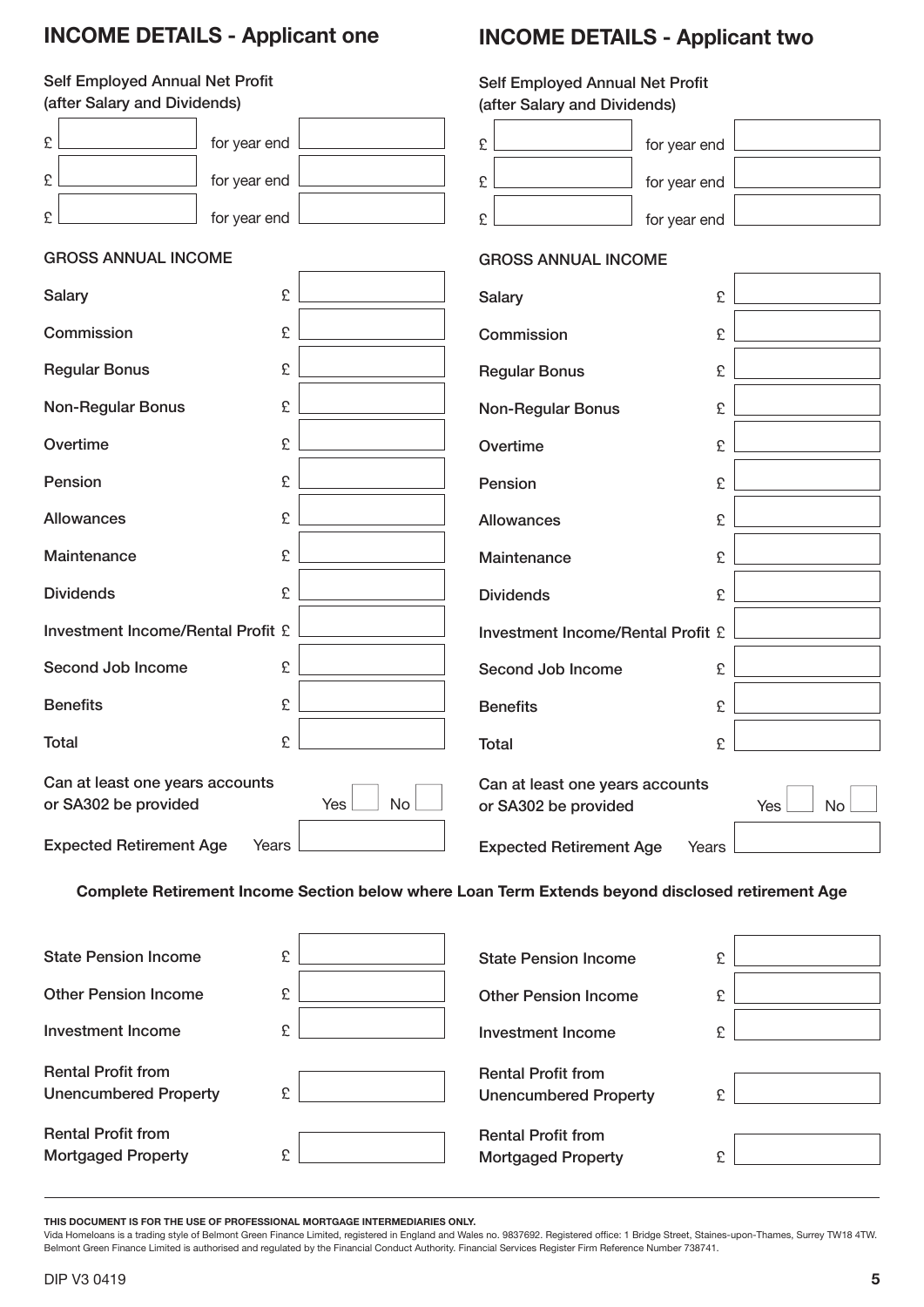## INCOME DETAILS - Applicant one

**Self Employed Annual Net Profit (after Salary and Dividends)**

| | | |
|---|---|---|
| £ | for year end | |
| £ | for year end | |
| £ | for year end | |

**GROSS ANNUAL INCOME**

| | | |
|---|---|---|
| Salary | £ | |
| Commission | £ | |
| Regular Bonus | £ | |
| Non-Regular Bonus | £ | |
| Overtime | £ | |
| Pension | £ | |
| Allowances | £ | |
| Maintenance | £ | |
| Dividends | £ | |
| Investment Income/Rental Profit | £ | |
| Second Job Income | £ | |
| Benefits | £ | |
| Total | £ | |

Can at least one years accounts or SA302 be provided Yes ☐ No ☐

Expected Retirement Age Years

## INCOME DETAILS - Applicant two

**Self Employed Annual Net Profit (after Salary and Dividends)**

| | | |
|---|---|---|
| £ | for year end | |
| £ | for year end | |
| £ | for year end | |

**GROSS ANNUAL INCOME**

| | | |
|---|---|---|
| Salary | £ | |
| Commission | £ | |
| Regular Bonus | £ | |
| Non-Regular Bonus | £ | |
| Overtime | £ | |
| Pension | £ | |
| Allowances | £ | |
| Maintenance | £ | |
| Dividends | £ | |
| Investment Income/Rental Profit | £ | |
| Second Job Income | £ | |
| Benefits | £ | |
| Total | £ | |

Can at least one years accounts or SA302 be provided Yes ☐ No ☐

Expected Retirement Age Years

**Complete Retirement Income Section below where Loan Term Extends beyond disclosed retirement Age**

**Applicant one**

| | | |
|---|---|---|
| State Pension Income | £ | |
| Other Pension Income | £ | |
| Investment Income | £ | |
| Rental Profit from Unencumbered Property | £ | |
| Rental Profit from Mortgaged Property | £ | |

**Applicant two**

| | | |
|---|---|---|
| State Pension Income | £ | |
| Other Pension Income | £ | |
| Investment Income | £ | |
| Rental Profit from Unencumbered Property | £ | |
| Rental Profit from Mortgaged Property | £ | |

**THIS DOCUMENT IS FOR THE USE OF PROFESSIONAL MORTGAGE INTERMEDIARIES ONLY.**

Vida Homeloans is a trading style of Belmont Green Finance Limited, registered in England and Wales no. 9837692. Registered office: 1 Bridge Street, Staines-upon-Thames, Surrey TW18 4TW. Belmont Green Finance Limited is authorised and regulated by the Financial Conduct Authority. Financial Services Register Firm Reference Number 738741.

DIP V3 0419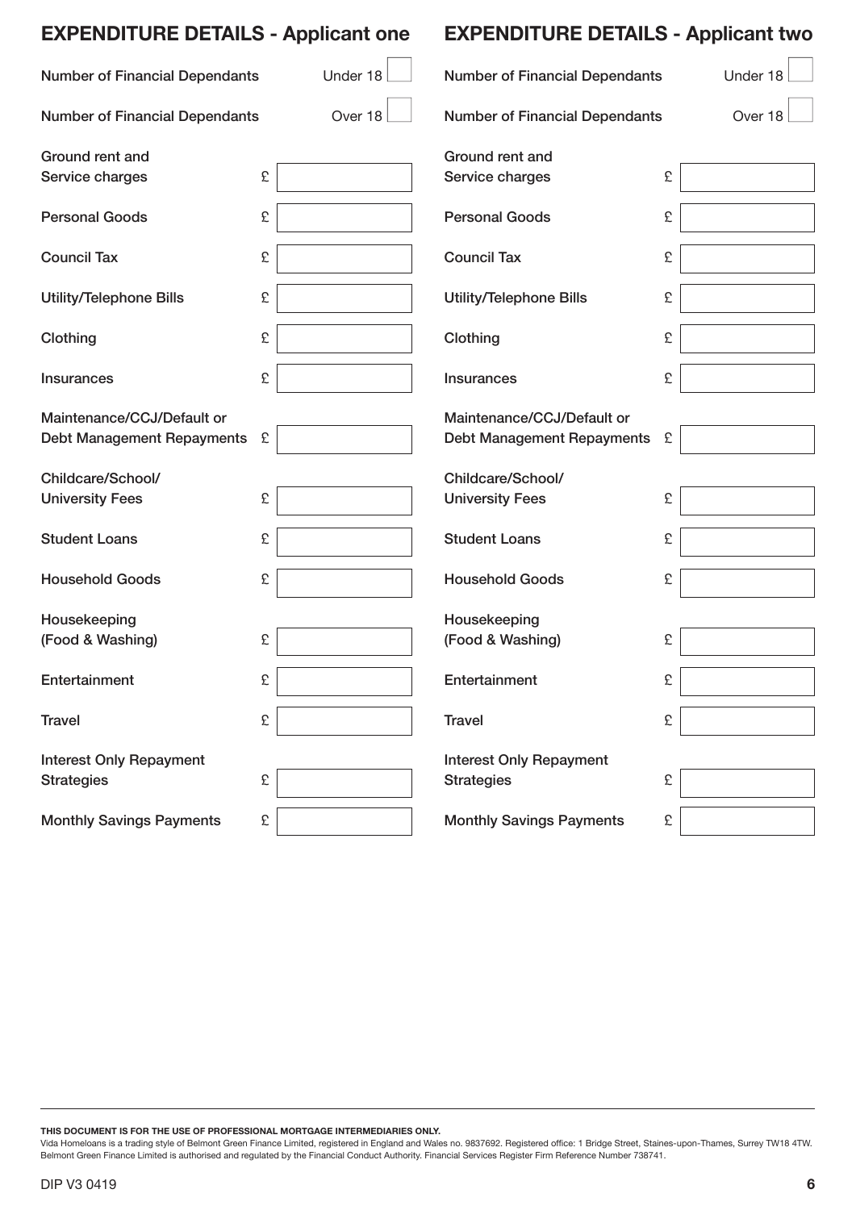## EXPENDITURE DETAILS - Applicant one

| | | |
|---|---|---|
| Number of Financial Dependants | Under 18 | |
| Number of Financial Dependants | Over 18 | |
| Ground rent and Service charges | £ | |
| Personal Goods | £ | |
| Council Tax | £ | |
| Utility/Telephone Bills | £ | |
| Clothing | £ | |
| Insurances | £ | |
| Maintenance/CCJ/Default or Debt Management Repayments | £ | |
| Childcare/School/University Fees | £ | |
| Student Loans | £ | |
| Household Goods | £ | |
| Housekeeping (Food & Washing) | £ | |
| Entertainment | £ | |
| Travel | £ | |
| Interest Only Repayment Strategies | £ | |
| Monthly Savings Payments | £ | |

## EXPENDITURE DETAILS - Applicant two

| | | |
|---|---|---|
| Number of Financial Dependants | Under 18 | |
| Number of Financial Dependants | Over 18 | |
| Ground rent and Service charges | £ | |
| Personal Goods | £ | |
| Council Tax | £ | |
| Utility/Telephone Bills | £ | |
| Clothing | £ | |
| Insurances | £ | |
| Maintenance/CCJ/Default or Debt Management Repayments | £ | |
| Childcare/School/University Fees | £ | |
| Student Loans | £ | |
| Household Goods | £ | |
| Housekeeping (Food & Washing) | £ | |
| Entertainment | £ | |
| Travel | £ | |
| Interest Only Repayment Strategies | £ | |
| Monthly Savings Payments | £ | |

**THIS DOCUMENT IS FOR THE USE OF PROFESSIONAL MORTGAGE INTERMEDIARIES ONLY.**

Vida Homeloans is a trading style of Belmont Green Finance Limited, registered in England and Wales no. 9837692. Registered office: 1 Bridge Street, Staines-upon-Thames, Surrey TW18 4TW. Belmont Green Finance Limited is authorised and regulated by the Financial Conduct Authority. Financial Services Register Firm Reference Number 738741.

DIP V3 0419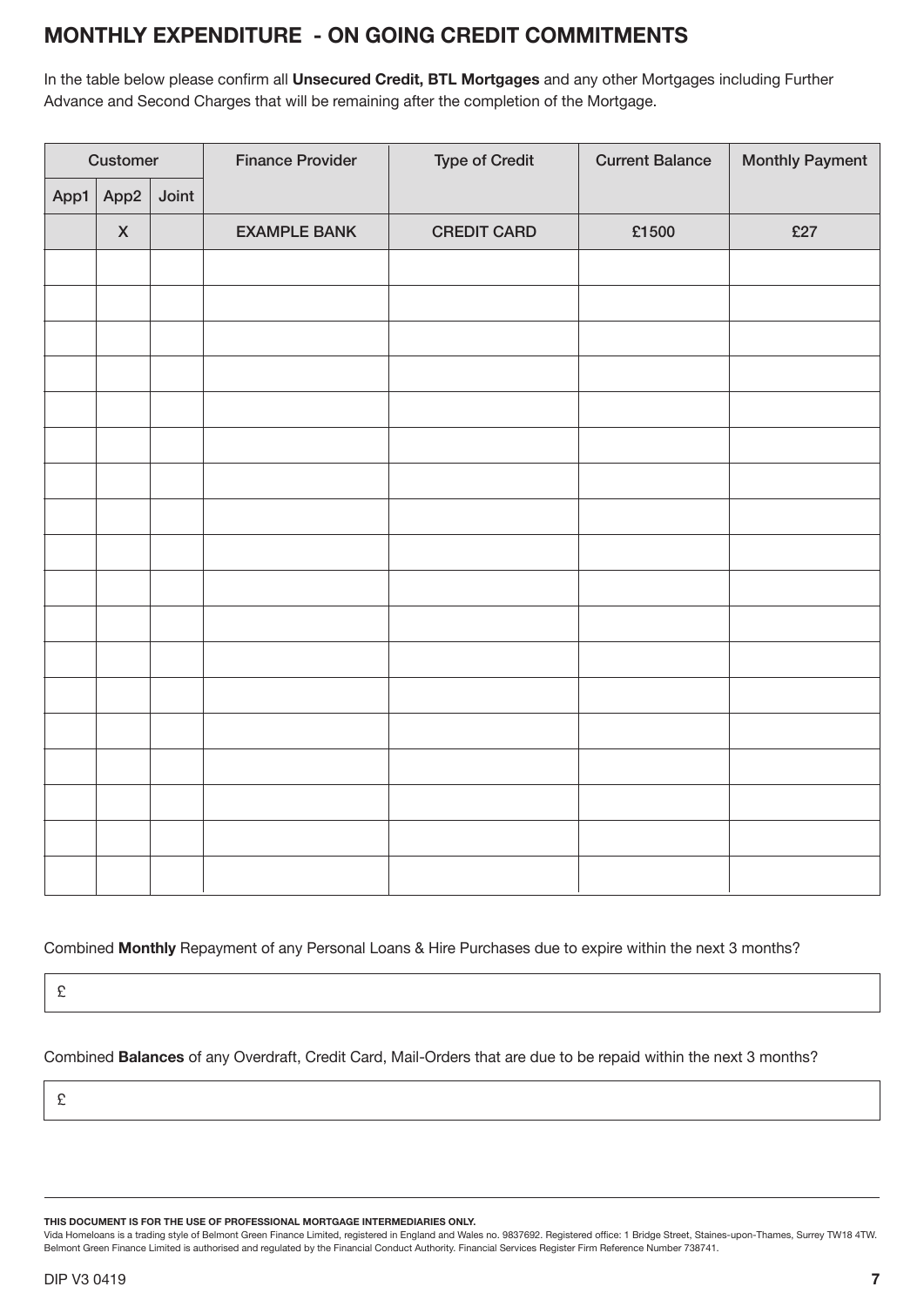## MONTHLY EXPENDITURE - ON GOING CREDIT COMMITMENTS

In the table below please confirm all **Unsecured Credit, BTL Mortgages** and any other Mortgages including Further Advance and Second Charges that will be remaining after the completion of the Mortgage.

| Customer | | | Finance Provider | Type of Credit | Current Balance | Monthly Payment |
|---|---|---|---|---|---|---|
| App1 | App2 | Joint | | | | |
| | X | | EXAMPLE BANK | CREDIT CARD | £1500 | £27 |
| | | | | | | |
| | | | | | | |
| | | | | | | |
| | | | | | | |
| | | | | | | |
| | | | | | | |
| | | | | | | |
| | | | | | | |
| | | | | | | |
| | | | | | | |
| | | | | | | |
| | | | | | | |
| | | | | | | |
| | | | | | | |
| | | | | | | |
| | | | | | | |
| | | | | | | |
| | | | | | | |

Combined **Monthly** Repayment of any Personal Loans & Hire Purchases due to expire within the next 3 months?

£

Combined **Balances** of any Overdraft, Credit Card, Mail-Orders that are due to be repaid within the next 3 months?

£

**THIS DOCUMENT IS FOR THE USE OF PROFESSIONAL MORTGAGE INTERMEDIARIES ONLY.**

Vida Homeloans is a trading style of Belmont Green Finance Limited, registered in England and Wales no. 9837692. Registered office: 1 Bridge Street, Staines-upon-Thames, Surrey TW18 4TW. Belmont Green Finance Limited is authorised and regulated by the Financial Conduct Authority. Financial Services Register Firm Reference Number 738741.

DIP V3 0419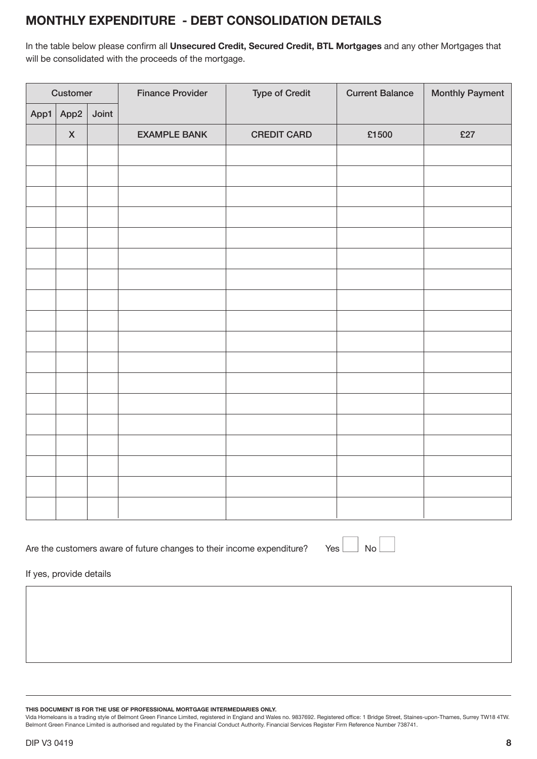## MONTHLY EXPENDITURE - DEBT CONSOLIDATION DETAILS

In the table below please confirm all **Unsecured Credit, Secured Credit, BTL Mortgages** and any other Mortgages that will be consolidated with the proceeds of the mortgage.

| Customer | | | Finance Provider | Type of Credit | Current Balance | Monthly Payment |
|---|---|---|---|---|---|---|
| App1 | App2 | Joint | | | | |
| | X | | EXAMPLE BANK | CREDIT CARD | £1500 | £27 |
| | | | | | | |
| | | | | | | |
| | | | | | | |
| | | | | | | |
| | | | | | | |
| | | | | | | |
| | | | | | | |
| | | | | | | |
| | | | | | | |
| | | | | | | |
| | | | | | | |
| | | | | | | |
| | | | | | | |
| | | | | | | |
| | | | | | | |
| | | | | | | |
| | | | | | | |

Are the customers aware of future changes to their income expenditure? Yes ☐ No ☐

If yes, provide details

**THIS DOCUMENT IS FOR THE USE OF PROFESSIONAL MORTGAGE INTERMEDIARIES ONLY.**

Vida Homeloans is a trading style of Belmont Green Finance Limited, registered in England and Wales no. 9837692. Registered office: 1 Bridge Street, Staines-upon-Thames, Surrey TW18 4TW. Belmont Green Finance Limited is authorised and regulated by the Financial Conduct Authority. Financial Services Register Firm Reference Number 738741.

DIP V3 0419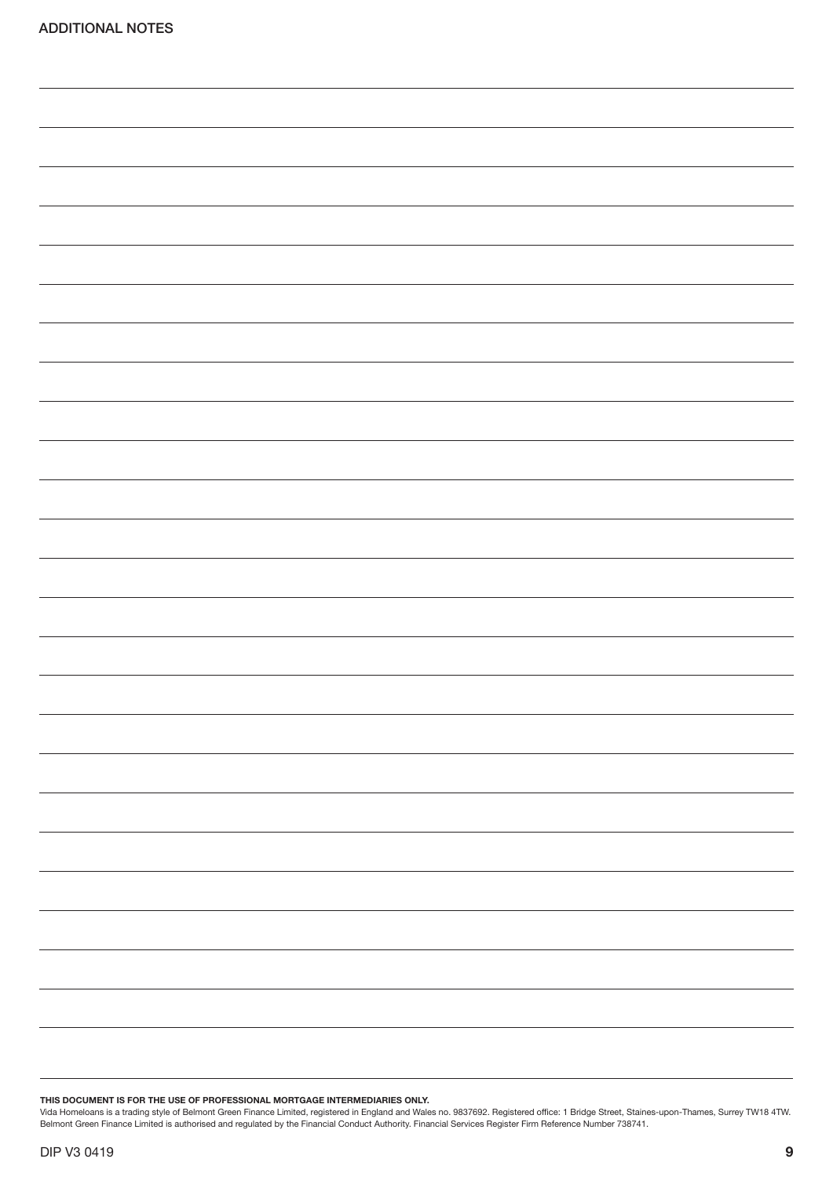## ADDITIONAL NOTES

**THIS DOCUMENT IS FOR THE USE OF PROFESSIONAL MORTGAGE INTERMEDIARIES ONLY.**

Vida Homeloans is a trading style of Belmont Green Finance Limited, registered in England and Wales no. 9837692. Registered office: 1 Bridge Street, Staines-upon-Thames, Surrey TW18 4TW. Belmont Green Finance Limited is authorised and regulated by the Financial Conduct Authority. Financial Services Register Firm Reference Number 738741.

DIP V3 0419